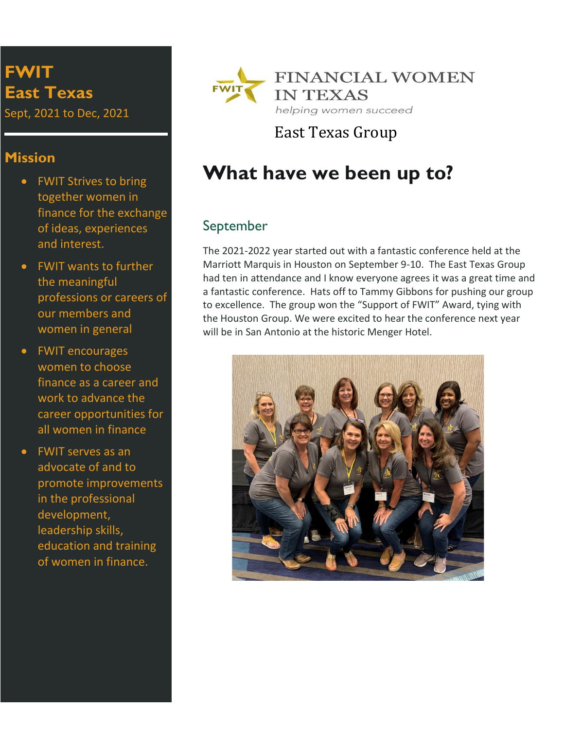# FWIT
# East Texas

Sept, 2021 to Dec, 2021

## Mission

- FWIT Strives to bring together women in finance for the exchange of ideas, experiences and interest.
- FWIT wants to further the meaningful professions or careers of our members and women in general
- FWIT encourages women to choose finance as a career and work to advance the career opportunities for all women in finance
- FWIT serves as an advocate of and to promote improvements in the professional development, leadership skills, education and training of women in finance.

FINANCIAL WOMEN IN TEXAS

*helping women succeed*

East Texas Group

# What have we been up to?

## September

The 2021-2022 year started out with a fantastic conference held at the Marriott Marquis in Houston on September 9-10. The East Texas Group had ten in attendance and I know everyone agrees it was a great time and a fantastic conference. Hats off to Tammy Gibbons for pushing our group to excellence. The group won the "Support of FWIT" Award, tying with the Houston Group. We were excited to hear the conference next year will be in San Antonio at the historic Menger Hotel.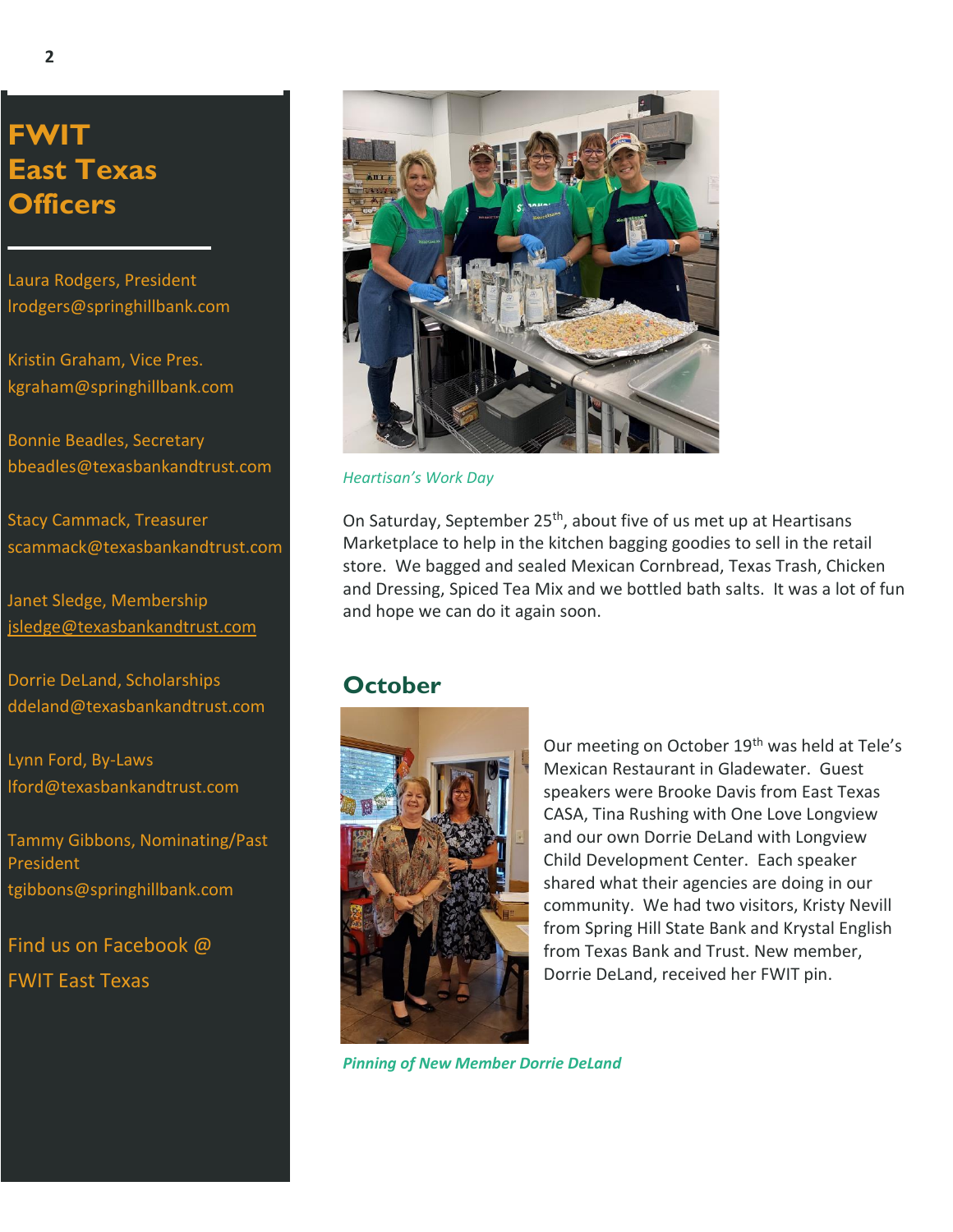# FWIT East Texas Officers

Laura Rodgers, President
lrodgers@springhillbank.com

Kristin Graham, Vice Pres.
kgraham@springhillbank.com

Bonnie Beadles, Secretary
bbeadles@texasbankandtrust.com

Stacy Cammack, Treasurer
scammack@texasbankandtrust.com

Janet Sledge, Membership
jsledge@texasbankandtrust.com

Dorrie DeLand, Scholarships
ddeland@texasbankandtrust.com

Lynn Ford, By-Laws
lford@texasbankandtrust.com

Tammy Gibbons, Nominating/Past President
tgibbons@springhillbank.com

Find us on Facebook @ FWIT East Texas

*Heartisan's Work Day*

On Saturday, September 25th, about five of us met up at Heartisans Marketplace to help in the kitchen bagging goodies to sell in the retail store. We bagged and sealed Mexican Cornbread, Texas Trash, Chicken and Dressing, Spiced Tea Mix and we bottled bath salts. It was a lot of fun and hope we can do it again soon.

## October

Our meeting on October 19th was held at Tele's Mexican Restaurant in Gladewater. Guest speakers were Brooke Davis from East Texas CASA, Tina Rushing with One Love Longview and our own Dorrie DeLand with Longview Child Development Center. Each speaker shared what their agencies are doing in our community. We had two visitors, Kristy Nevill from Spring Hill State Bank and Krystal English from Texas Bank and Trust. New member, Dorrie DeLand, received her FWIT pin.

***Pinning of New Member Dorrie DeLand***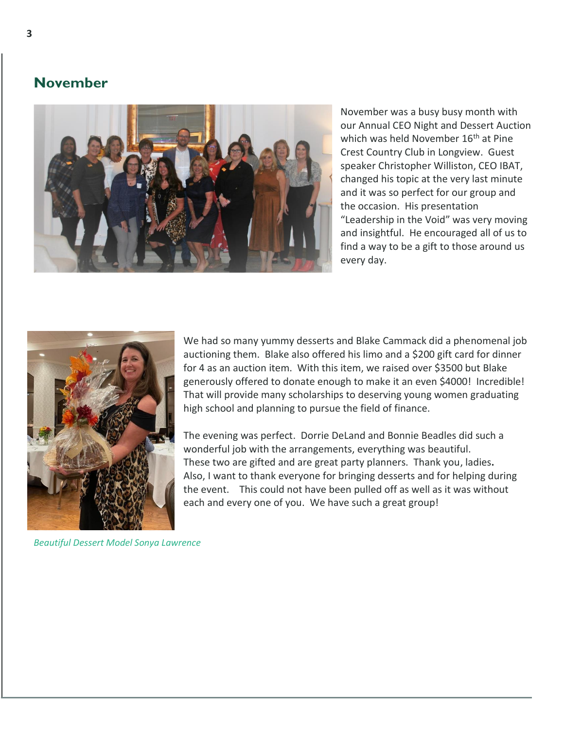## November

November was a busy busy month with our Annual CEO Night and Dessert Auction which was held November 16th at Pine Crest Country Club in Longview. Guest speaker Christopher Williston, CEO IBAT, changed his topic at the very last minute and it was so perfect for our group and the occasion. His presentation "Leadership in the Void" was very moving and insightful. He encouraged all of us to find a way to be a gift to those around us every day.

We had so many yummy desserts and Blake Cammack did a phenomenal job auctioning them. Blake also offered his limo and a $200 gift card for dinner for 4 as an auction item. With this item, we raised over $3500 but Blake generously offered to donate enough to make it an even $4000! Incredible! That will provide many scholarships to deserving young women graduating high school and planning to pursue the field of finance.

The evening was perfect. Dorrie DeLand and Bonnie Beadles did such a wonderful job with the arrangements, everything was beautiful. These two are gifted and are great party planners. Thank you, ladies. Also, I want to thank everyone for bringing desserts and for helping during the event. This could not have been pulled off as well as it was without each and every one of you. We have such a great group!

*Beautiful Dessert Model Sonya Lawrence*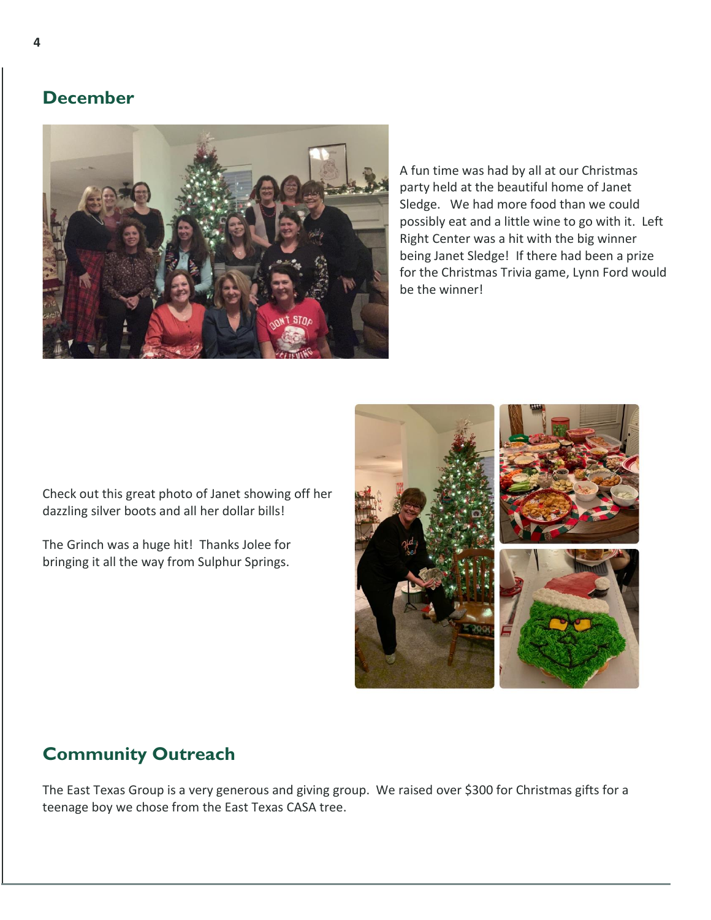## December

A fun time was had by all at our Christmas party held at the beautiful home of Janet Sledge. We had more food than we could possibly eat and a little wine to go with it. Left Right Center was a hit with the big winner being Janet Sledge! If there had been a prize for the Christmas Trivia game, Lynn Ford would be the winner!

Check out this great photo of Janet showing off her dazzling silver boots and all her dollar bills!

The Grinch was a huge hit! Thanks Jolee for bringing it all the way from Sulphur Springs.

## Community Outreach

The East Texas Group is a very generous and giving group. We raised over $300 for Christmas gifts for a teenage boy we chose from the East Texas CASA tree.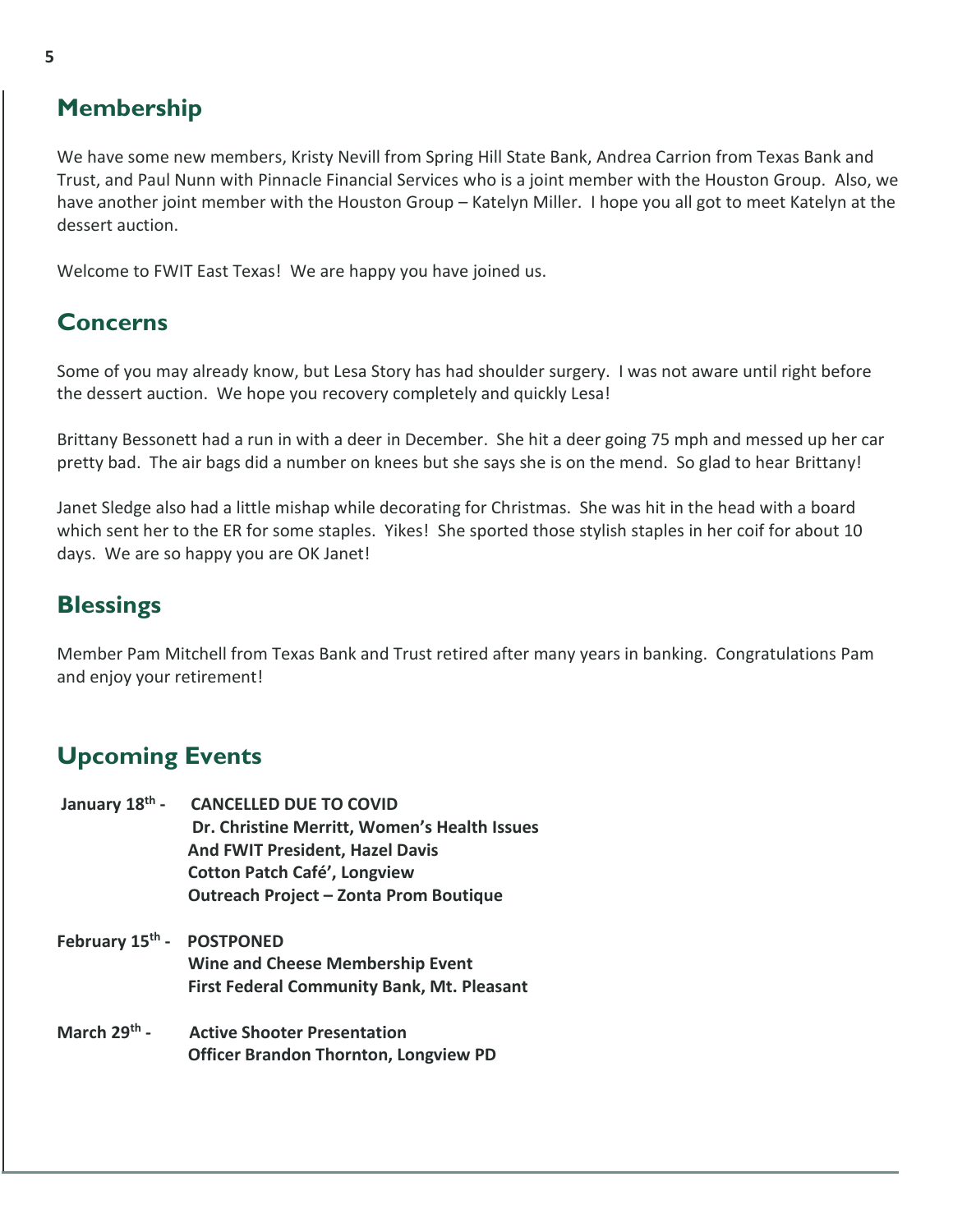## Membership

We have some new members, Kristy Nevill from Spring Hill State Bank, Andrea Carrion from Texas Bank and Trust, and Paul Nunn with Pinnacle Financial Services who is a joint member with the Houston Group. Also, we have another joint member with the Houston Group – Katelyn Miller. I hope you all got to meet Katelyn at the dessert auction.

Welcome to FWIT East Texas! We are happy you have joined us.

## Concerns

Some of you may already know, but Lesa Story has had shoulder surgery. I was not aware until right before the dessert auction. We hope you recovery completely and quickly Lesa!

Brittany Bessonett had a run in with a deer in December. She hit a deer going 75 mph and messed up her car pretty bad. The air bags did a number on knees but she says she is on the mend. So glad to hear Brittany!

Janet Sledge also had a little mishap while decorating for Christmas. She was hit in the head with a board which sent her to the ER for some staples. Yikes! She sported those stylish staples in her coif for about 10 days. We are so happy you are OK Janet!

## Blessings

Member Pam Mitchell from Texas Bank and Trust retired after many years in banking. Congratulations Pam and enjoy your retirement!

## Upcoming Events

**January 18th -** **CANCELLED DUE TO COVID**
**Dr. Christine Merritt, Women's Health Issues**
**And FWIT President, Hazel Davis**
**Cotton Patch Café', Longview**
**Outreach Project – Zonta Prom Boutique**

**February 15th -** **POSTPONED**
**Wine and Cheese Membership Event**
**First Federal Community Bank, Mt. Pleasant**

**March 29th -** **Active Shooter Presentation**
**Officer Brandon Thornton, Longview PD**